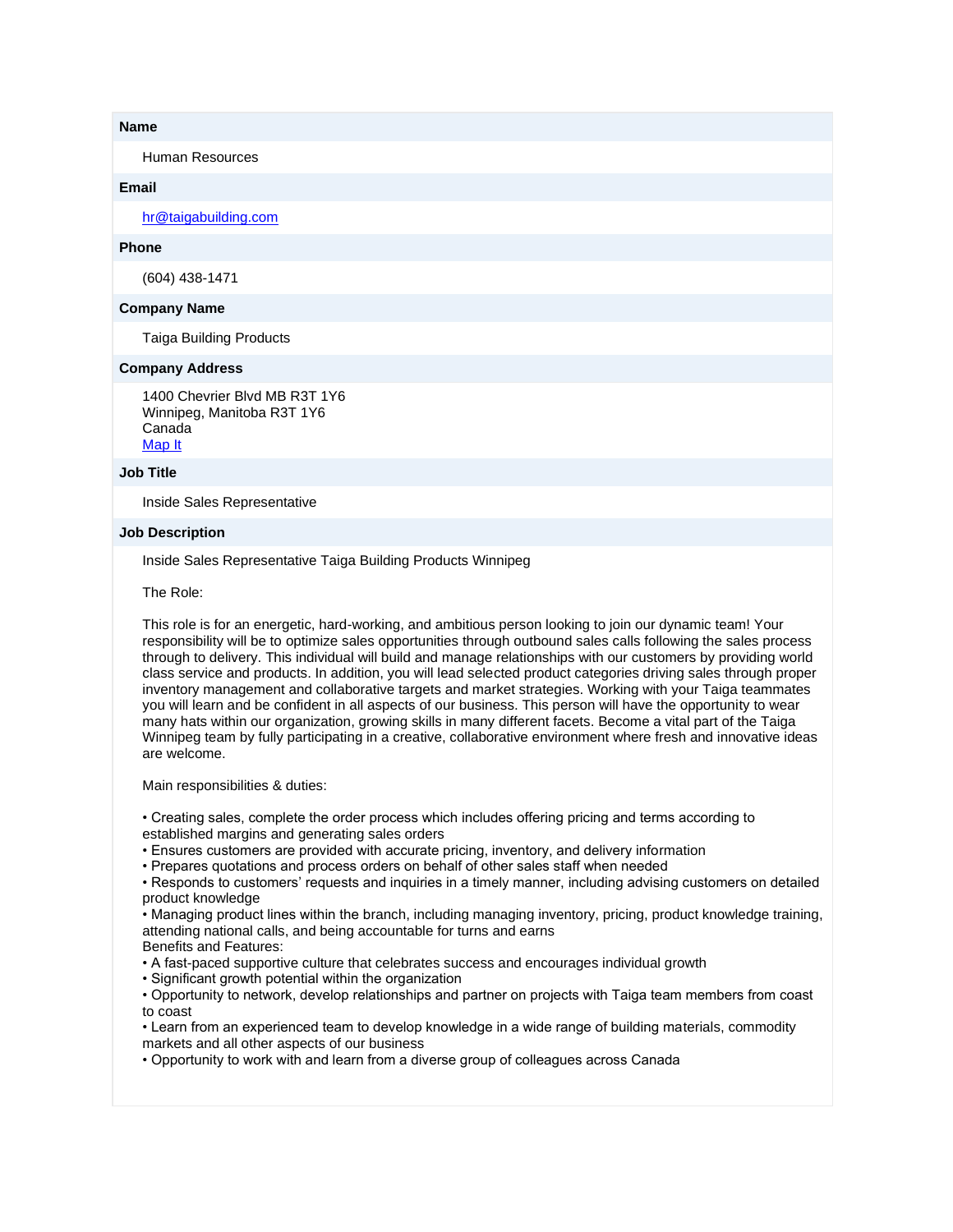**Name**

Human Resources

**Email**

hr@taigabuilding.com

**Phone**

(604) 438-1471

**Company Name**

Taiga Building Products

**Company Address**

1400 Chevrier Blvd MB R3T 1Y6
Winnipeg, Manitoba R3T 1Y6
Canada
Map It

**Job Title**

Inside Sales Representative

**Job Description**

Inside Sales Representative Taiga Building Products Winnipeg

The Role:

This role is for an energetic, hard-working, and ambitious person looking to join our dynamic team! Your responsibility will be to optimize sales opportunities through outbound sales calls following the sales process through to delivery. This individual will build and manage relationships with our customers by providing world class service and products. In addition, you will lead selected product categories driving sales through proper inventory management and collaborative targets and market strategies. Working with your Taiga teammates you will learn and be confident in all aspects of our business. This person will have the opportunity to wear many hats within our organization, growing skills in many different facets. Become a vital part of the Taiga Winnipeg team by fully participating in a creative, collaborative environment where fresh and innovative ideas are welcome.

Main responsibilities & duties:

- Creating sales, complete the order process which includes offering pricing and terms according to established margins and generating sales orders
- Ensures customers are provided with accurate pricing, inventory, and delivery information
- Prepares quotations and process orders on behalf of other sales staff when needed
- Responds to customers' requests and inquiries in a timely manner, including advising customers on detailed product knowledge
- Managing product lines within the branch, including managing inventory, pricing, product knowledge training, attending national calls, and being accountable for turns and earns

Benefits and Features:

- A fast-paced supportive culture that celebrates success and encourages individual growth
- Significant growth potential within the organization
- Opportunity to network, develop relationships and partner on projects with Taiga team members from coast to coast
- Learn from an experienced team to develop knowledge in a wide range of building materials, commodity markets and all other aspects of our business
- Opportunity to work with and learn from a diverse group of colleagues across Canada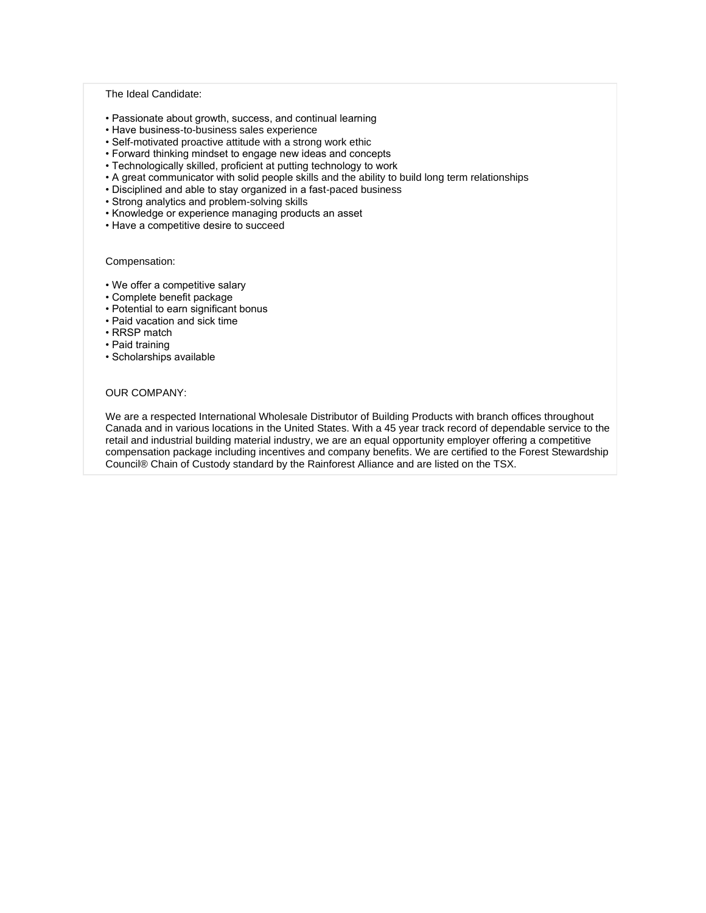The Ideal Candidate:

- Passionate about growth, success, and continual learning
- Have business-to-business sales experience
- Self-motivated proactive attitude with a strong work ethic
- Forward thinking mindset to engage new ideas and concepts
- Technologically skilled, proficient at putting technology to work
- A great communicator with solid people skills and the ability to build long term relationships
- Disciplined and able to stay organized in a fast-paced business
- Strong analytics and problem-solving skills
- Knowledge or experience managing products an asset
- Have a competitive desire to succeed

Compensation:

- We offer a competitive salary
- Complete benefit package
- Potential to earn significant bonus
- Paid vacation and sick time
- RRSP match
- Paid training
- Scholarships available

OUR COMPANY:

We are a respected International Wholesale Distributor of Building Products with branch offices throughout Canada and in various locations in the United States. With a 45 year track record of dependable service to the retail and industrial building material industry, we are an equal opportunity employer offering a competitive compensation package including incentives and company benefits. We are certified to the Forest Stewardship Council® Chain of Custody standard by the Rainforest Alliance and are listed on the TSX.